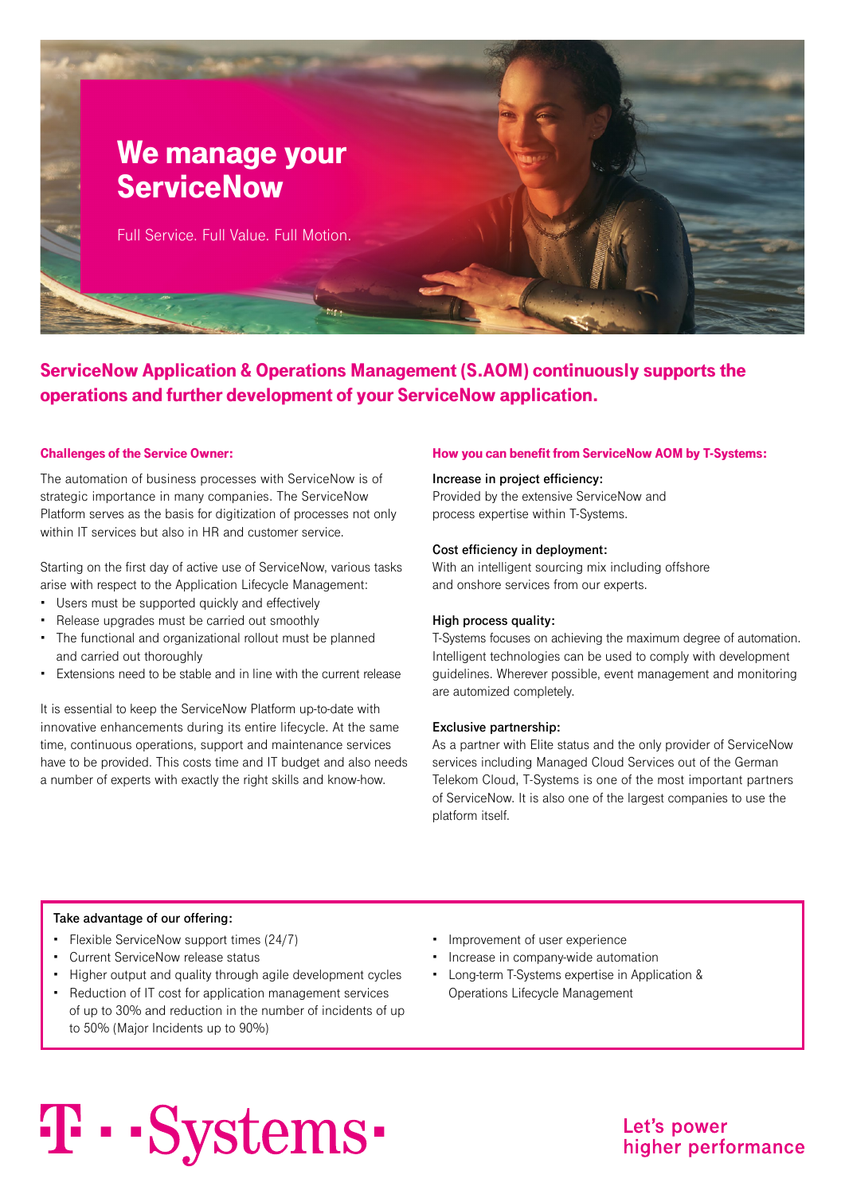# We manage your ServiceNow

Full Service. Full Value. Full Motion.

## ServiceNow Application & Operations Management (S.AOM) continuously supports the operations and further development of your ServiceNow application.

### Challenges of the Service Owner:

The automation of business processes with ServiceNow is of strategic importance in many companies. The ServiceNow Platform serves as the basis for digitization of processes not only within IT services but also in HR and customer service.

Starting on the first day of active use of ServiceNow, various tasks arise with respect to the Application Lifecycle Management:

- Users must be supported quickly and effectively
- Release upgrades must be carried out smoothly
- The functional and organizational rollout must be planned and carried out thoroughly
- Extensions need to be stable and in line with the current release

It is essential to keep the ServiceNow Platform up-to-date with innovative enhancements during its entire lifecycle. At the same time, continuous operations, support and maintenance services have to be provided. This costs time and IT budget and also needs a number of experts with exactly the right skills and know-how.

### How you can benefit from ServiceNow AOM by T-Systems:

**Increase in project efficiency:**
Provided by the extensive ServiceNow and process expertise within T-Systems.

**Cost efficiency in deployment:**
With an intelligent sourcing mix including offshore and onshore services from our experts.

**High process quality:**
T-Systems focuses on achieving the maximum degree of automation. Intelligent technologies can be used to comply with development guidelines. Wherever possible, event management and monitoring are automized completely.

**Exclusive partnership:**
As a partner with Elite status and the only provider of ServiceNow services including Managed Cloud Services out of the German Telekom Cloud, T-Systems is one of the most important partners of ServiceNow. It is also one of the largest companies to use the platform itself.

**Take advantage of our offering:**

- Flexible ServiceNow support times (24/7)
- Current ServiceNow release status
- Higher output and quality through agile development cycles
- Reduction of IT cost for application management services of up to 30% and reduction in the number of incidents of up to 50% (Major Incidents up to 90%)
- Improvement of user experience
- Increase in company-wide automation
- Long-term T-Systems expertise in Application & Operations Lifecycle Management

T · · Systems ·

Let's power higher performance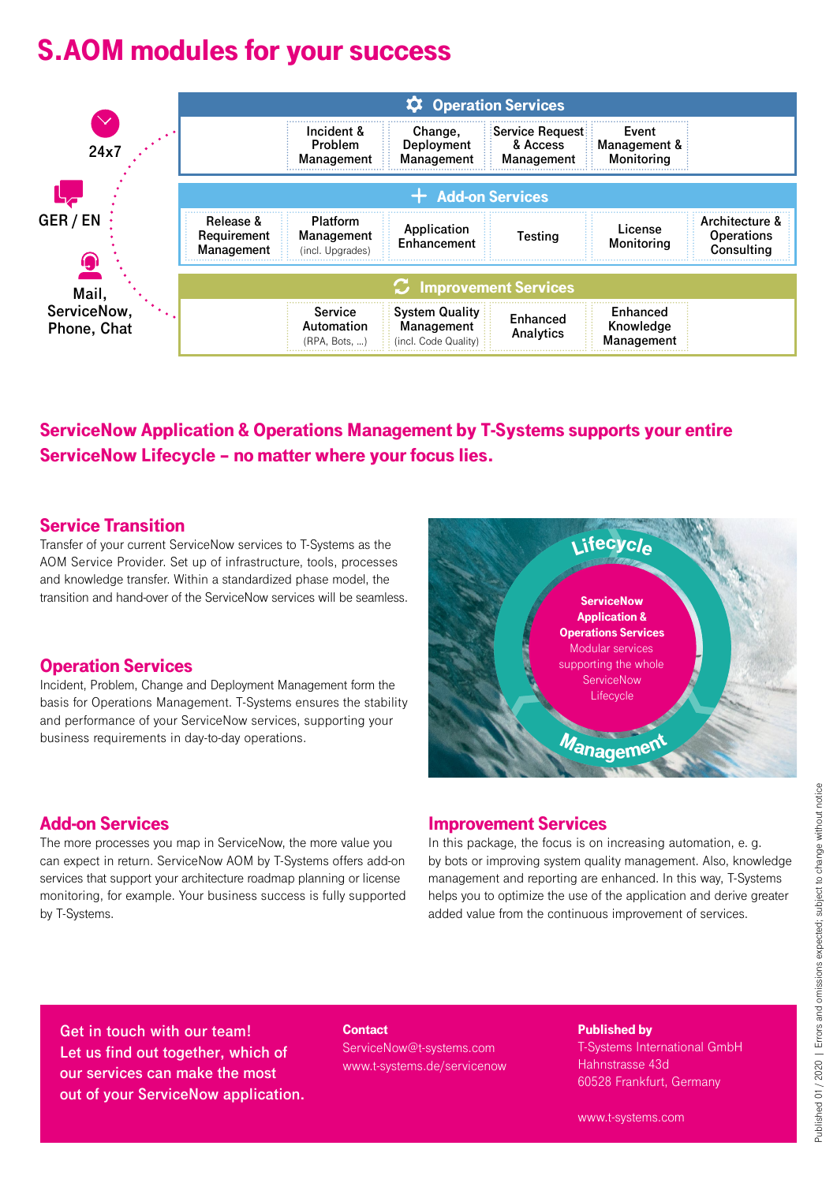# S.AOM modules for your success

24x7

GER / EN

Mail, ServiceNow, Phone, Chat

**Operation Services**

Incident & Problem Management | Change, Deployment Management | Service Request & Access Management | Event Management & Monitoring

**Add-on Services**

Release & Requirement Management | Platform Management (incl. Upgrades) | Application Enhancement | Testing | License Monitoring | Architecture & Operations Consulting

**Improvement Services**

Service Automation (RPA, Bots, ...) | System Quality Management (incl. Code Quality) | Enhanced Analytics | Enhanced Knowledge Management

## ServiceNow Application & Operations Management by T-Systems supports your entire ServiceNow Lifecycle – no matter where your focus lies.

### Service Transition

Transfer of your current ServiceNow services to T-Systems as the AOM Service Provider. Set up of infrastructure, tools, processes and knowledge transfer. Within a standardized phase model, the transition and hand-over of the ServiceNow services will be seamless.

### Operation Services

Incident, Problem, Change and Deployment Management form the basis for Operations Management. T-Systems ensures the stability and performance of your ServiceNow services, supporting your business requirements in day-to-day operations.

Lifecycle

**ServiceNow Application & Operations Services**
Modular services supporting the whole ServiceNow Lifecycle

Management

### Add-on Services

The more processes you map in ServiceNow, the more value you can expect in return. ServiceNow AOM by T-Systems offers add-on services that support your architecture roadmap planning or license monitoring, for example. Your business success is fully supported by T-Systems.

### Improvement Services

In this package, the focus is on increasing automation, e. g. by bots or improving system quality management. Also, knowledge management and reporting are enhanced. In this way, T-Systems helps you to optimize the use of the application and derive greater added value from the continuous improvement of services.

Get in touch with our team!
Let us find out together, which of our services can make the most out of your ServiceNow application.

**Contact**
ServiceNow@t-systems.com
www.t-systems.de/servicenow

**Published by**
T-Systems International GmbH
Hahnstrasse 43d
60528 Frankfurt, Germany

www.t-systems.com

Published 01 / 2020 | Errors and omissions expected; subject to change without notice